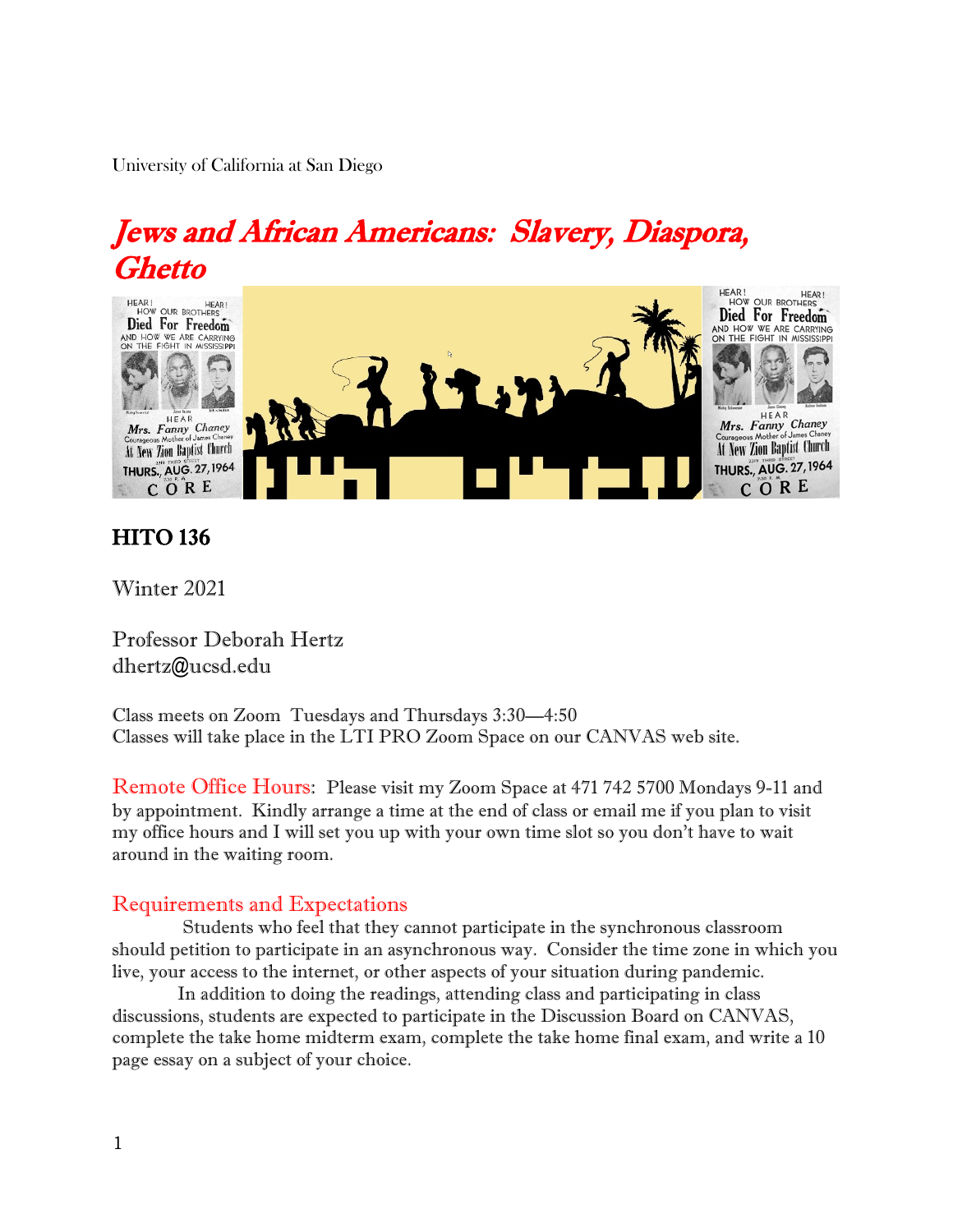University of California at San Diego

# *Jews and African Americans: Slavery, Diaspora, Ghetto*

## HITO 136

Winter 2021

Professor Deborah Hertz
dhertz@ucsd.edu

Class meets on Zoom Tuesdays and Thursdays 3:30—4:50
Classes will take place in the LTI PRO Zoom Space on our CANVAS web site.

**Remote Office Hours**: Please visit my Zoom Space at 471 742 5700 Mondays 9-11 and by appointment. Kindly arrange a time at the end of class or email me if you plan to visit my office hours and I will set you up with your own time slot so you don't have to wait around in the waiting room.

### Requirements and Expectations

Students who feel that they cannot participate in the synchronous classroom should petition to participate in an asynchronous way. Consider the time zone in which you live, your access to the internet, or other aspects of your situation during pandemic.

In addition to doing the readings, attending class and participating in class discussions, students are expected to participate in the Discussion Board on CANVAS, complete the take home midterm exam, complete the take home final exam, and write a 10 page essay on a subject of your choice.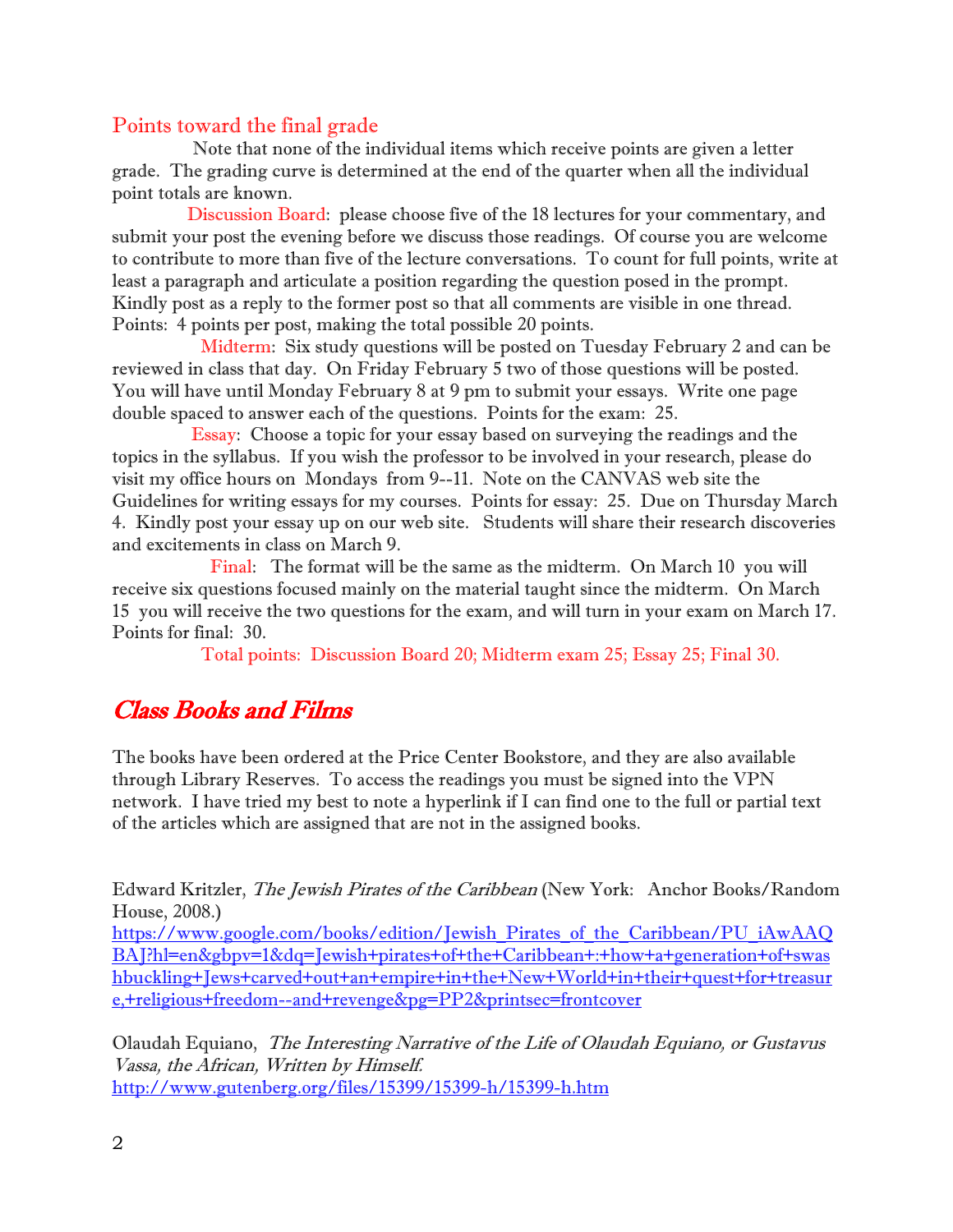## Points toward the final grade

Note that none of the individual items which receive points are given a letter grade. The grading curve is determined at the end of the quarter when all the individual point totals are known.

Discussion Board: please choose five of the 18 lectures for your commentary, and submit your post the evening before we discuss those readings. Of course you are welcome to contribute to more than five of the lecture conversations. To count for full points, write at least a paragraph and articulate a position regarding the question posed in the prompt. Kindly post as a reply to the former post so that all comments are visible in one thread. Points: 4 points per post, making the total possible 20 points.

Midterm: Six study questions will be posted on Tuesday February 2 and can be reviewed in class that day. On Friday February 5 two of those questions will be posted. You will have until Monday February 8 at 9 pm to submit your essays. Write one page double spaced to answer each of the questions. Points for the exam: 25.

Essay: Choose a topic for your essay based on surveying the readings and the topics in the syllabus. If you wish the professor to be involved in your research, please do visit my office hours on Mondays from 9--11. Note on the CANVAS web site the Guidelines for writing essays for my courses. Points for essay: 25. Due on Thursday March 4. Kindly post your essay up on our web site. Students will share their research discoveries and excitements in class on March 9.

Final: The format will be the same as the midterm. On March 10 you will receive six questions focused mainly on the material taught since the midterm. On March 15 you will receive the two questions for the exam, and will turn in your exam on March 17. Points for final: 30.

Total points: Discussion Board 20; Midterm exam 25; Essay 25; Final 30.

## *Class Books and Films*

The books have been ordered at the Price Center Bookstore, and they are also available through Library Reserves. To access the readings you must be signed into the VPN network. I have tried my best to note a hyperlink if I can find one to the full or partial text of the articles which are assigned that are not in the assigned books.

Edward Kritzler, *The Jewish Pirates of the Caribbean* (New York: Anchor Books/Random House, 2008.)
https://www.google.com/books/edition/Jewish_Pirates_of_the_Caribbean/PU_iAwAAQBAJ?hl=en&gbpv=1&dq=Jewish+pirates+of+the+Caribbean+:+how+a+generation+of+swashbuckling+Jews+carved+out+an+empire+in+the+New+World+in+their+quest+for+treasure,+religious+freedom--and+revenge&pg=PP2&printsec=frontcover

Olaudah Equiano, *The Interesting Narrative of the Life of Olaudah Equiano, or Gustavus Vassa, the African, Written by Himself.*
http://www.gutenberg.org/files/15399/15399-h/15399-h.htm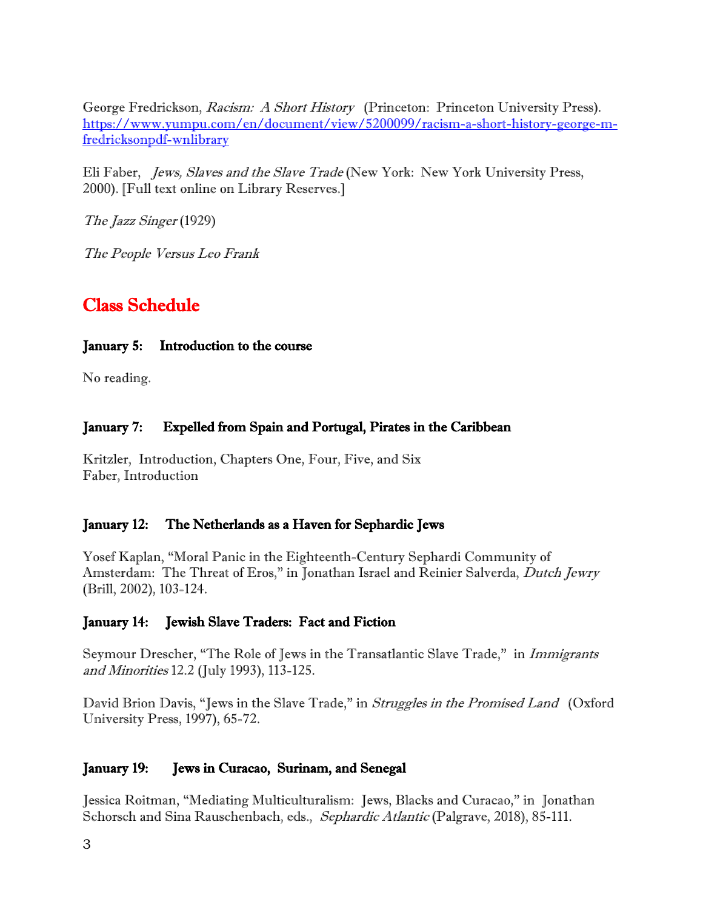George Fredrickson, *Racism: A Short History* (Princeton: Princeton University Press). https://www.yumpu.com/en/document/view/5200099/racism-a-short-history-george-m-fredricksonpdf-wnlibrary

Eli Faber, *Jews, Slaves and the Slave Trade* (New York: New York University Press, 2000). [Full text online on Library Reserves.]

*The Jazz Singer* (1929)

*The People Versus Leo Frank*

## Class Schedule

### January 5: Introduction to the course

No reading.

### January 7: Expelled from Spain and Portugal, Pirates in the Caribbean

Kritzler, Introduction, Chapters One, Four, Five, and Six
Faber, Introduction

### January 12: The Netherlands as a Haven for Sephardic Jews

Yosef Kaplan, "Moral Panic in the Eighteenth-Century Sephardi Community of Amsterdam: The Threat of Eros," in Jonathan Israel and Reinier Salverda, *Dutch Jewry* (Brill, 2002), 103-124.

### January 14: Jewish Slave Traders: Fact and Fiction

Seymour Drescher, "The Role of Jews in the Transatlantic Slave Trade," in *Immigrants and Minorities* 12.2 (July 1993), 113-125.

David Brion Davis, "Jews in the Slave Trade," in *Struggles in the Promised Land* (Oxford University Press, 1997), 65-72.

### January 19: Jews in Curacao, Surinam, and Senegal

Jessica Roitman, "Mediating Multiculturalism: Jews, Blacks and Curacao," in Jonathan Schorsch and Sina Rauschenbach, eds., *Sephardic Atlantic* (Palgrave, 2018), 85-111.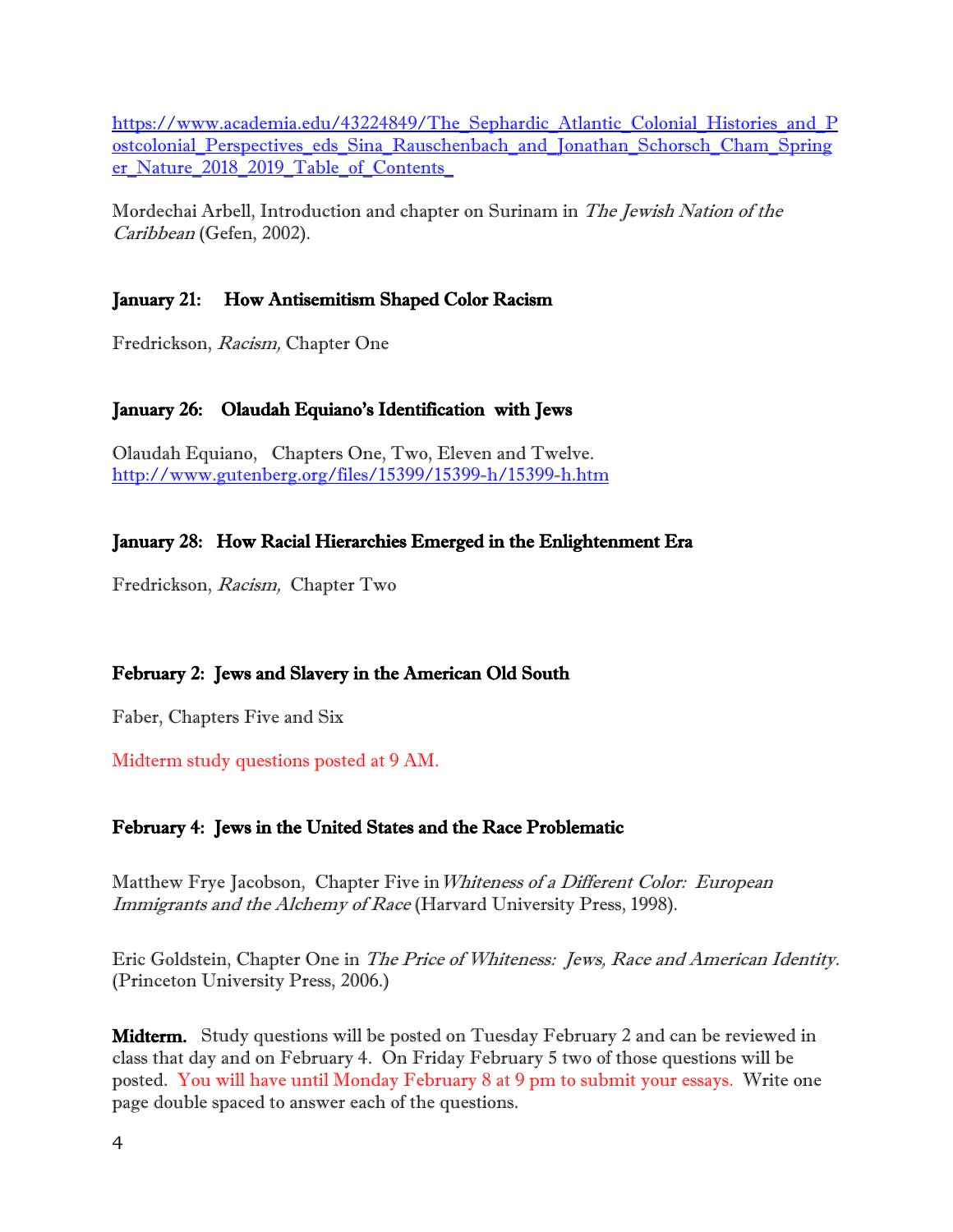https://www.academia.edu/43224849/The_Sephardic_Atlantic_Colonial_Histories_and_Postcolonial_Perspectives_eds_Sina_Rauschenbach_and_Jonathan_Schorsch_Cham_Springer_Nature_2018_2019_Table_of_Contents_

Mordechai Arbell, Introduction and chapter on Surinam in *The Jewish Nation of the Caribbean* (Gefen, 2002).

**January 21: How Antisemitism Shaped Color Racism**

Fredrickson, *Racism,* Chapter One

**January 26: Olaudah Equiano's Identification with Jews**

Olaudah Equiano, Chapters One, Two, Eleven and Twelve.
http://www.gutenberg.org/files/15399/15399-h/15399-h.htm

**January 28: How Racial Hierarchies Emerged in the Enlightenment Era**

Fredrickson, *Racism,* Chapter Two

**February 2: Jews and Slavery in the American Old South**

Faber, Chapters Five and Six

Midterm study questions posted at 9 AM.

**February 4: Jews in the United States and the Race Problematic**

Matthew Frye Jacobson, Chapter Five in *Whiteness of a Different Color: European Immigrants and the Alchemy of Race* (Harvard University Press, 1998).

Eric Goldstein, Chapter One in *The Price of Whiteness: Jews, Race and American Identity.* (Princeton University Press, 2006.)

**Midterm.** Study questions will be posted on Tuesday February 2 and can be reviewed in class that day and on February 4. On Friday February 5 two of those questions will be posted. You will have until Monday February 8 at 9 pm to submit your essays. Write one page double spaced to answer each of the questions.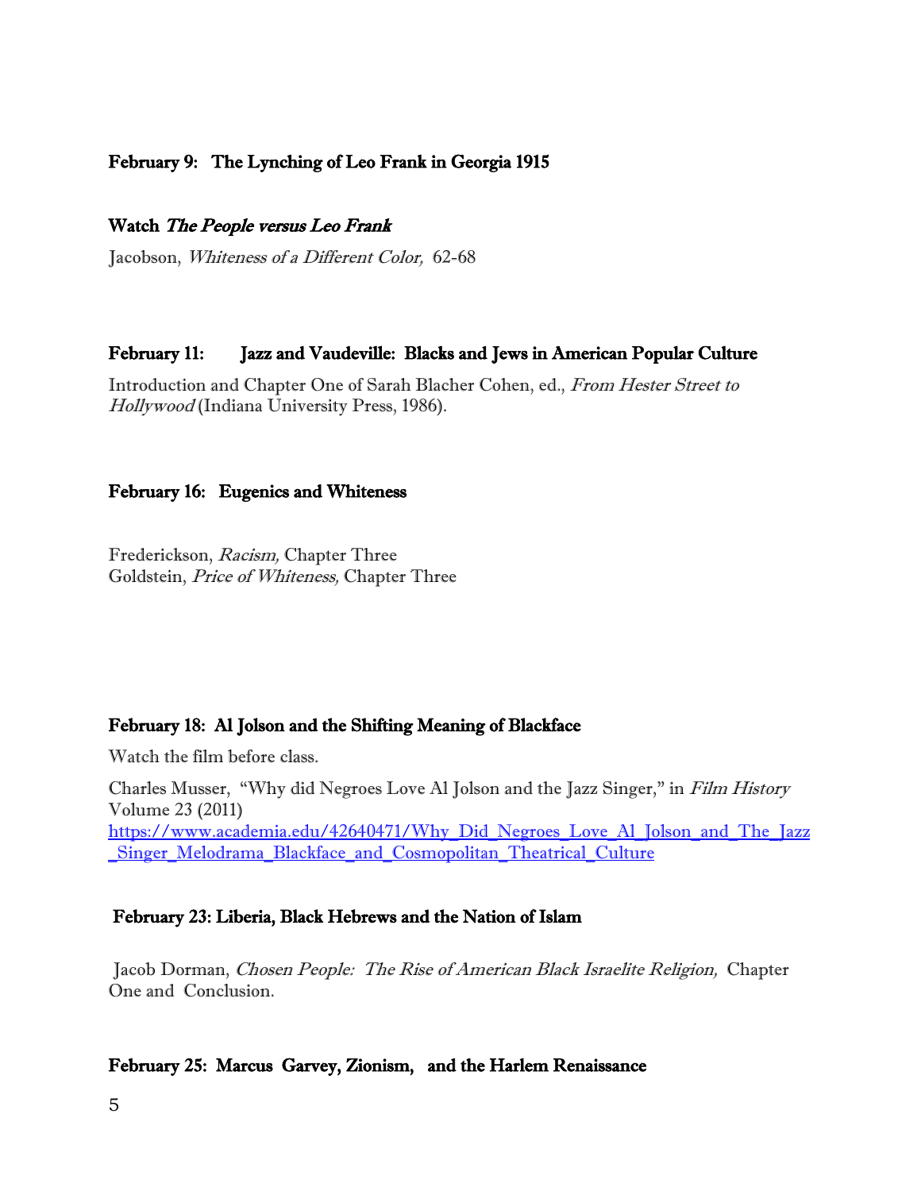**February 9: The Lynching of Leo Frank in Georgia 1915**

**Watch *The People versus Leo Frank***

Jacobson, *Whiteness of a Different Color,* 62-68

**February 11: Jazz and Vaudeville: Blacks and Jews in American Popular Culture**

Introduction and Chapter One of Sarah Blacher Cohen, ed., *From Hester Street to Hollywood* (Indiana University Press, 1986).

**February 16: Eugenics and Whiteness**

Frederickson, *Racism,* Chapter Three
Goldstein, *Price of Whiteness,* Chapter Three

**February 18: Al Jolson and the Shifting Meaning of Blackface**

Watch the film before class.

Charles Musser, "Why did Negroes Love Al Jolson and the Jazz Singer," in *Film History* Volume 23 (2011)
[https://www.academia.edu/42640471/Why_Did_Negroes_Love_Al_Jolson_and_The_Jazz_Singer_Melodrama_Blackface_and_Cosmopolitan_Theatrical_Culture](https://www.academia.edu/42640471/Why_Did_Negroes_Love_Al_Jolson_and_The_Jazz_Singer_Melodrama_Blackface_and_Cosmopolitan_Theatrical_Culture)

**February 23: Liberia, Black Hebrews and the Nation of Islam**

Jacob Dorman, *Chosen People: The Rise of American Black Israelite Religion,* Chapter One and Conclusion.

**February 25: Marcus Garvey, Zionism, and the Harlem Renaissance**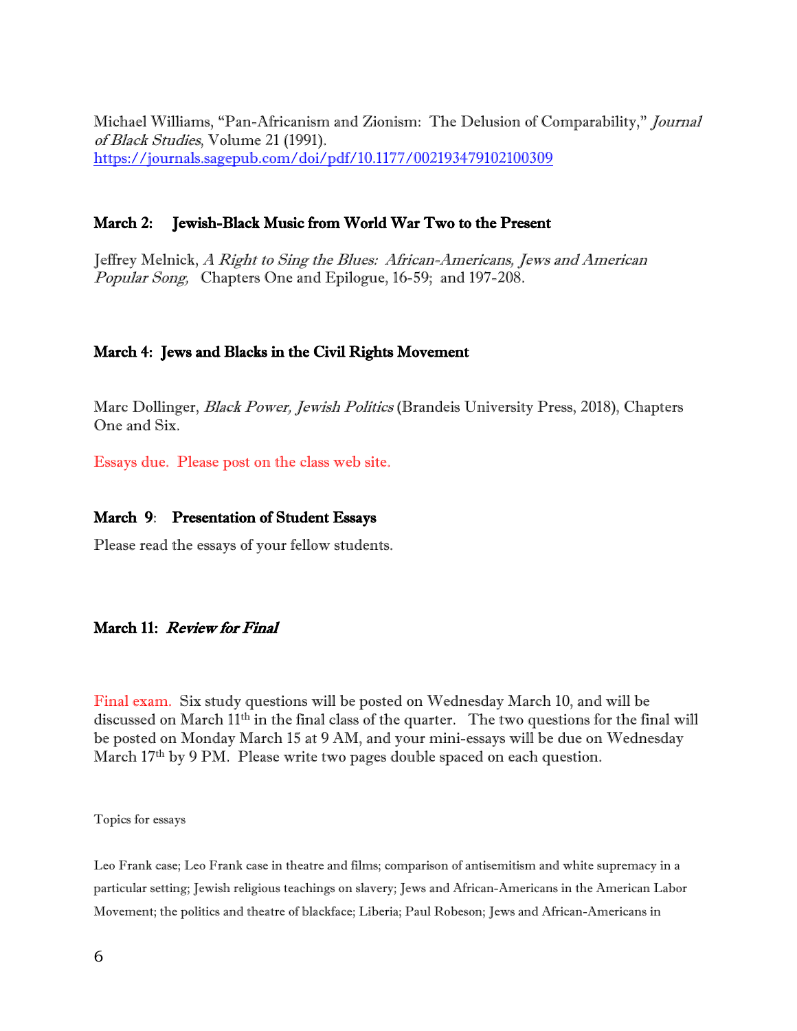Michael Williams, "Pan-Africanism and Zionism: The Delusion of Comparability," *Journal of Black Studies*, Volume 21 (1991).
https://journals.sagepub.com/doi/pdf/10.1177/002193479102100309

## March 2: Jewish-Black Music from World War Two to the Present

Jeffrey Melnick, *A Right to Sing the Blues: African-Americans, Jews and American Popular Song,* Chapters One and Epilogue, 16-59; and 197-208.

## March 4: Jews and Blacks in the Civil Rights Movement

Marc Dollinger, *Black Power, Jewish Politics* (Brandeis University Press, 2018), Chapters One and Six.

Essays due. Please post on the class web site.

## March 9: Presentation of Student Essays

Please read the essays of your fellow students.

## March 11: *Review for Final*

Final exam. Six study questions will be posted on Wednesday March 10, and will be discussed on March 11th in the final class of the quarter. The two questions for the final will be posted on Monday March 15 at 9 AM, and your mini-essays will be due on Wednesday March 17th by 9 PM. Please write two pages double spaced on each question.

Topics for essays

Leo Frank case; Leo Frank case in theatre and films; comparison of antisemitism and white supremacy in a particular setting; Jewish religious teachings on slavery; Jews and African-Americans in the American Labor Movement; the politics and theatre of blackface; Liberia; Paul Robeson; Jews and African-Americans in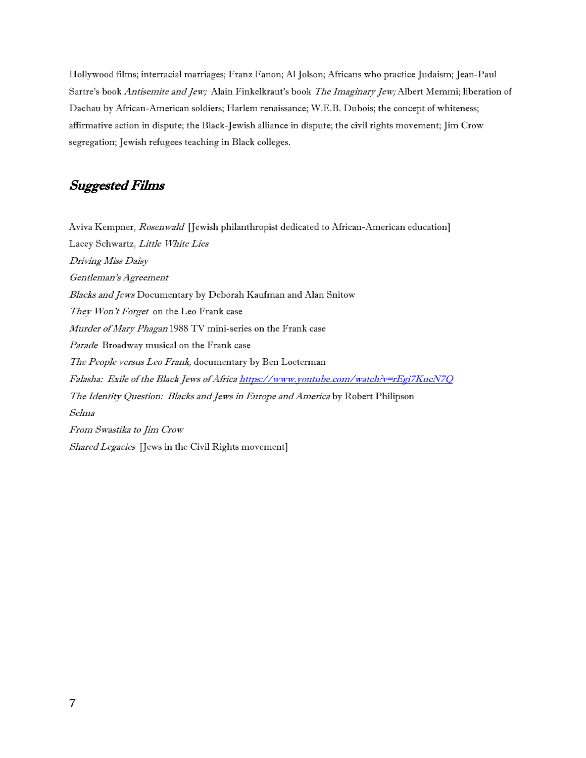Hollywood films; interracial marriages; Franz Fanon; Al Jolson; Africans who practice Judaism; Jean-Paul Sartre's book *Antisemite and Jew;* Alain Finkelkraut's book *The Imaginary Jew;* Albert Memmi; liberation of Dachau by African-American soldiers; Harlem renaissance; W.E.B. Dubois; the concept of whiteness; affirmative action in dispute; the Black-Jewish alliance in dispute; the civil rights movement; Jim Crow segregation; Jewish refugees teaching in Black colleges.

## *Suggested Films*

Aviva Kempner, *Rosenwald* [Jewish philanthropist dedicated to African-American education]

Lacey Schwartz, *Little White Lies*

*Driving Miss Daisy*

*Gentleman's Agreement*

*Blacks and Jews* Documentary by Deborah Kaufman and Alan Snitow

*They Won't Forget* on the Leo Frank case

*Murder of Mary Phagan* 1988 TV mini-series on the Frank case

*Parade* Broadway musical on the Frank case

*The People versus Leo Frank,* documentary by Ben Loeterman

*Falasha: Exile of the Black Jews of Africa* [https://www.youtube.com/watch?v=rEgi7KucN7Q](https://www.youtube.com/watch?v=rEgi7KucN7Q)

*The Identity Question: Blacks and Jews in Europe and America* by Robert Philipson

*Selma*

*From Swastika to Jim Crow*

*Shared Legacies* [Jews in the Civil Rights movement]